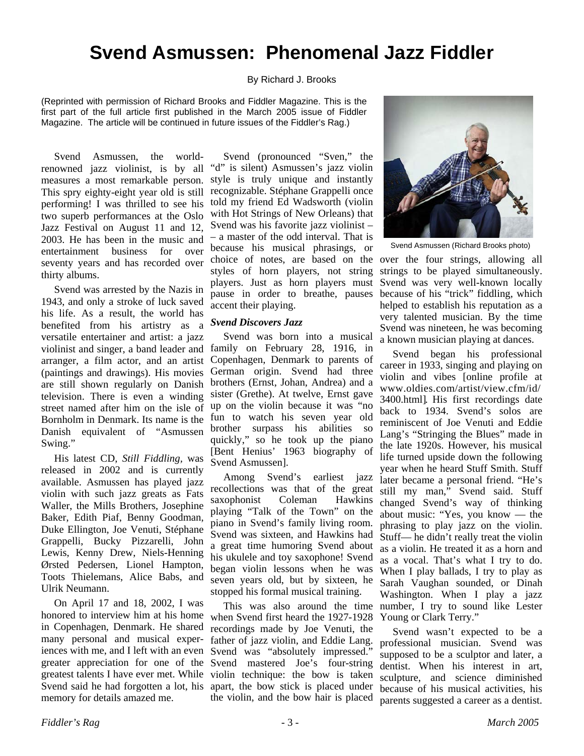# Svend Asmussen: Phenomenal Jazz Fiddler

By Richard J. Brooks

(Reprinted with permission of Richard Brooks and Fiddler Magazine. This is the first part of the full article first published in the March 2005 issue of Fiddler Magazine. The article will be continued in future issues of the Fiddler's Rag.)

Svend Asmussen, the world-renowned jazz violinist, is by all measures a most remarkable person. This spry eighty-eight year old is still performing! I was thrilled to see his two superb performances at the Oslo Jazz Festival on August 11 and 12, 2003. He has been in the music and entertainment business for over seventy years and has recorded over thirty albums.

Svend was arrested by the Nazis in 1943, and only a stroke of luck saved his life. As a result, the world has benefited from his artistry as a versatile entertainer and artist: a jazz violinist and singer, a band leader and arranger, a film actor, and an artist (paintings and drawings). His movies are still shown regularly on Danish television. There is even a winding street named after him on the isle of Bornholm in Denmark. Its name is the Danish equivalent of "Asmussen Swing."

His latest CD, *Still Fiddling*, was released in 2002 and is currently available. Asmussen has played jazz violin with such jazz greats as Fats Waller, the Mills Brothers, Josephine Baker, Edith Piaf, Benny Goodman, Duke Ellington, Joe Venuti, Stéphane Grappelli, Bucky Pizzarelli, John Lewis, Kenny Drew, Niels-Henning Ørsted Pedersen, Lionel Hampton, Toots Thielemans, Alice Babs, and Ulrik Neumann.

On April 17 and 18, 2002, I was honored to interview him at his home in Copenhagen, Denmark. He shared many personal and musical experiences with me, and I left with an even greater appreciation for one of the greatest talents I have ever met. While Svend said he had forgotten a lot, his memory for details amazed me.

Svend (pronounced "Sven," the "d" is silent) Asmussen's jazz violin style is truly unique and instantly recognizable. Stéphane Grappelli once told my friend Ed Wadsworth (violin with Hot Strings of New Orleans) that Svend was his favorite jazz violinist – – a master of the odd interval. That is because his musical phrasings, or choice of notes, are based on the styles of horn players, not string players. Just as horn players must pause in order to breathe, pauses accent their playing.

### *Svend Discovers Jazz*

Svend was born into a musical family on February 28, 1916, in Copenhagen, Denmark to parents of German origin. Svend had three brothers (Ernst, Johan, Andrea) and a sister (Grethe). At twelve, Ernst gave up on the violin because it was "no fun to watch his seven year old brother surpass his abilities so quickly," so he took up the piano [Bent Henius' 1963 biography of Svend Asmussen].

Among Svend's earliest jazz recollections was that of the great saxophonist Coleman Hawkins playing "Talk of the Town" on the piano in Svend's family living room. Svend was sixteen, and Hawkins had a great time humoring Svend about his ukulele and toy saxophone! Svend began violin lessons when he was seven years old, but by sixteen, he stopped his formal musical training.

This was also around the time when Svend first heard the 1927-1928 recordings made by Joe Venuti, the father of jazz violin, and Eddie Lang. Svend was "absolutely impressed." Svend mastered Joe's four-string violin technique: the bow is taken apart, the bow stick is placed under the violin, and the bow hair is placed over the four strings, allowing all strings to be played simultaneously. Svend was very well-known locally because of his "trick" fiddling, which helped to establish his reputation as a very talented musician. By the time Svend was nineteen, he was becoming a known musician playing at dances.

Svend Asmussen (Richard Brooks photo)

Svend began his professional career in 1933, singing and playing on violin and vibes [online profile at www.oldies.com/artist/view.cfm/id/3400.html]. His first recordings date back to 1934. Svend's solos are reminiscent of Joe Venuti and Eddie Lang's "Stringing the Blues" made in the late 1920s. However, his musical life turned upside down the following year when he heard Stuff Smith. Stuff later became a personal friend. "He's still my man," Svend said. Stuff changed Svend's way of thinking about music: "Yes, you know — the phrasing to play jazz on the violin. Stuff— he didn't really treat the violin as a violin. He treated it as a horn and as a vocal. That's what I try to do. When I play ballads, I try to play as Sarah Vaughan sounded, or Dinah Washington. When I play a jazz number, I try to sound like Lester Young or Clark Terry."

Svend wasn't expected to be a professional musician. Svend was supposed to be a sculptor and later, a dentist. When his interest in art, sculpture, and science diminished because of his musical activities, his parents suggested a career as a dentist.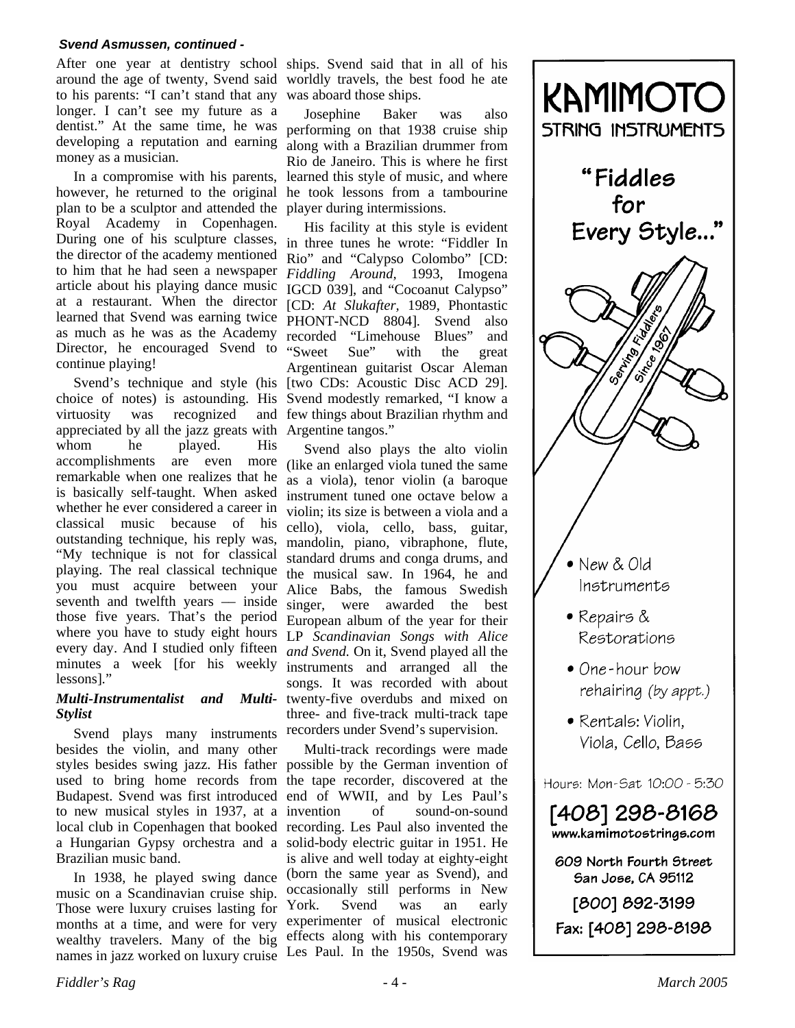*Svend Asmussen, continued -*

After one year at dentistry school around the age of twenty, Svend said to his parents: "I can't stand that any longer. I can't see my future as a dentist." At the same time, he was developing a reputation and earning money as a musician.

In a compromise with his parents, however, he returned to the original plan to be a sculptor and attended the Royal Academy in Copenhagen. During one of his sculpture classes, the director of the academy mentioned to him that he had seen a newspaper article about his playing dance music at a restaurant. When the director learned that Svend was earning twice as much as he was as the Academy Director, he encouraged Svend to continue playing!

Svend's technique and style (his choice of notes) is astounding. His virtuosity was recognized and appreciated by all the jazz greats with whom he played. His accomplishments are even more remarkable when one realizes that he is basically self-taught. When asked whether he ever considered a career in classical music because of his outstanding technique, his reply was, "My technique is not for classical playing. The real classical technique you must acquire between your seventh and twelfth years — inside those five years. That's the period where you have to study eight hours every day. And I studied only fifteen minutes a week [for his weekly lessons]."

### *Multi-Instrumentalist and Multi-Stylist*

Svend plays many instruments besides the violin, and many other styles besides swing jazz. His father used to bring home records from Budapest. Svend was first introduced to new musical styles in 1937, at a local club in Copenhagen that booked a Hungarian Gypsy orchestra and a Brazilian music band.

In 1938, he played swing dance music on a Scandinavian cruise ship. Those were luxury cruises lasting for months at a time, and were for very wealthy travelers. Many of the big names in jazz worked on luxury cruise ships. Svend said that in all of his worldly travels, the best food he ate was aboard those ships.

Josephine Baker was also performing on that 1938 cruise ship along with a Brazilian drummer from Rio de Janeiro. This is where he first learned this style of music, and where he took lessons from a tambourine player during intermissions.

His facility at this style is evident in three tunes he wrote: "Fiddler In Rio" and "Calypso Colombo" [CD: *Fiddling Around,* 1993, Imogena IGCD 039], and "Cocoanut Calypso" [CD: *At Slukafter,* 1989, Phontastic PHONT-NCD 8804]. Svend also recorded "Limehouse Blues" and "Sweet Sue" with the great Argentinean guitarist Oscar Aleman [two CDs: Acoustic Disc ACD 29]. Svend modestly remarked, "I know a few things about Brazilian rhythm and Argentine tangos."

Svend also plays the alto violin (like an enlarged viola tuned the same as a viola), tenor violin (a baroque instrument tuned one octave below a violin; its size is between a viola and a cello), viola, cello, bass, guitar, mandolin, piano, vibraphone, flute, standard drums and conga drums, and the musical saw. In 1964, he and Alice Babs, the famous Swedish singer, were awarded the best European album of the year for their LP *Scandinavian Songs with Alice and Svend.* On it, Svend played all the instruments and arranged all the songs. It was recorded with about twenty-five overdubs and mixed on three- and five-track multi-track tape recorders under Svend's supervision.

Multi-track recordings were made possible by the German invention of the tape recorder, discovered at the end of WWII, and by Les Paul's invention of sound-on-sound recording. Les Paul also invented the solid-body electric guitar in 1951. He is alive and well today at eighty-eight (born the same year as Svend), and occasionally still performs in New York. Svend was an early experimenter of musical electronic effects along with his contemporary Les Paul. In the 1950s, Svend was

---

**KAMIMOTO**
**STRING INSTRUMENTS**

**"Fiddles for Every Style..."**

Serving Fiddlers Since 1967

- New & Old Instruments
- Repairs & Restorations
- One-hour bow rehairing *(by appt.)*
- Rentals: Violin, Viola, Cello, Bass

Hours: Mon-Sat 10:00 - 5:30

**[408] 298-8168**
**www.kamimotostrings.com**

**609 North Fourth Street**
**San Jose, CA 95112**

**[800] 892-3199**

**Fax: [408] 298-8198**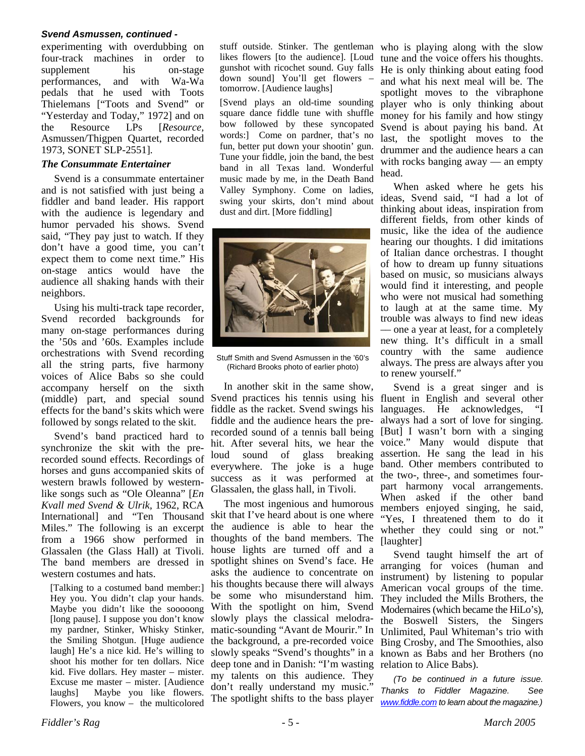***Svend Asmussen, continued -***

experimenting with overdubbing on four-track machines in order to supplement his on-stage performances, and with Wa-Wa pedals that he used with Toots Thielemans ["Toots and Svend" or "Yesterday and Today," 1972] and on the Resource LPs [*Resource*, Asmussen/Thigpen Quartet, recorded 1973, SONET SLP-2551].

### *The Consummate Entertainer*

Svend is a consummate entertainer and is not satisfied with just being a fiddler and band leader. His rapport with the audience is legendary and humor pervaded his shows. Svend said, "They pay just to watch. If they don't have a good time, you can't expect them to come next time." His on-stage antics would have the audience all shaking hands with their neighbors.

Using his multi-track tape recorder, Svend recorded backgrounds for many on-stage performances during the '50s and '60s. Examples include orchestrations with Svend recording all the string parts, five harmony voices of Alice Babs so she could accompany herself on the sixth (middle) part, and special sound effects for the band's skits which were followed by songs related to the skit.

Svend's band practiced hard to synchronize the skit with the pre-recorded sound effects. Recordings of horses and guns accompanied skits of western brawls followed by western-like songs such as "Ole Oleanna" [*En Kvall med Svend & Ulrik*, 1962, RCA International] and "Ten Thousand Miles." The following is an excerpt from a 1966 show performed in Glassalen (the Glass Hall) at Tivoli. The band members are dressed in western costumes and hats.

> [Talking to a costumed band member:] Hey you. You didn't clap your hands. Maybe you didn't like the sooooong [long pause]. I suppose you don't know my pardner, Stinker, Whisky Stinker, the Smiling Shotgun. [Huge audience laugh] He's a nice kid. He's willing to shoot his mother for ten dollars. Nice kid. Five dollars. Hey master – mister. Excuse me master – mister. [Audience laughs] Maybe you like flowers. Flowers, you know – the multicolored stuff outside. Stinker. The gentleman likes flowers [to the audience]. [Loud gunshot with ricochet sound. Guy falls down sound] You'll get flowers – tomorrow. [Audience laughs]
>
> [Svend plays an old-time sounding square dance fiddle tune with shuffle bow followed by these syncopated words:] Come on pardner, that's no fun, better put down your shootin' gun. Tune your fiddle, join the band, the best band in all Texas land. Wonderful music made by me, in the Death Band Valley Symphony. Come on ladies, swing your skirts, don't mind about dust and dirt. [More fiddling]

Stuff Smith and Svend Asmussen in the '60's (Richard Brooks photo of earlier photo)

In another skit in the same show, Svend practices his tennis using his fiddle as the racket. Svend swings his fiddle and the audience hears the pre-recorded sound of a tennis ball being hit. After several hits, we hear the loud sound of glass breaking everywhere. The joke is a huge success as it was performed at Glassalen, the glass hall, in Tivoli.

The most ingenious and humorous skit that I've heard about is one where the audience is able to hear the thoughts of the band members. The house lights are turned off and a spotlight shines on Svend's face. He asks the audience to concentrate on his thoughts because there will always be some who misunderstand him. With the spotlight on him, Svend slowly plays the classical melodramatic-sounding "Avant de Mourir." In the background, a pre-recorded voice slowly speaks "Svend's thoughts" in a deep tone and in Danish: "I'm wasting my talents on this audience. They don't really understand my music." The spotlight shifts to the bass player who is playing along with the slow tune and the voice offers his thoughts. He is only thinking about eating food and what his next meal will be. The spotlight moves to the vibraphone player who is only thinking about money for his family and how stingy Svend is about paying his band. At last, the spotlight moves to the drummer and the audience hears a can with rocks banging away — an empty head.

When asked where he gets his ideas, Svend said, "I had a lot of thinking about ideas, inspiration from different fields, from other kinds of music, like the idea of the audience hearing our thoughts. I did imitations of Italian dance orchestras. I thought of how to dream up funny situations based on music, so musicians always would find it interesting, and people who were not musical had something to laugh at at the same time. My trouble was always to find new ideas — one a year at least, for a completely new thing. It's difficult in a small country with the same audience always. The press are always after you to renew yourself."

Svend is a great singer and is fluent in English and several other languages. He acknowledges, "I always had a sort of love for singing. [But] I wasn't born with a singing voice." Many would dispute that assertion. He sang the lead in his band. Other members contributed to the two-, three-, and sometimes four-part harmony vocal arrangements. When asked if the other band members enjoyed singing, he said, "Yes, I threatened them to do it whether they could sing or not." [laughter]

Svend taught himself the art of arranging for voices (human and instrument) by listening to popular American vocal groups of the time. They included the Mills Brothers, the Modernaires (which became the HiLo's), the Boswell Sisters, the Singers Unlimited, Paul Whiteman's trio with Bing Crosby, and The Smoothies, also known as Babs and her Brothers (no relation to Alice Babs).

*(To be continued in a future issue. Thanks to Fiddler Magazine. See www.fiddle.com to learn about the magazine.)*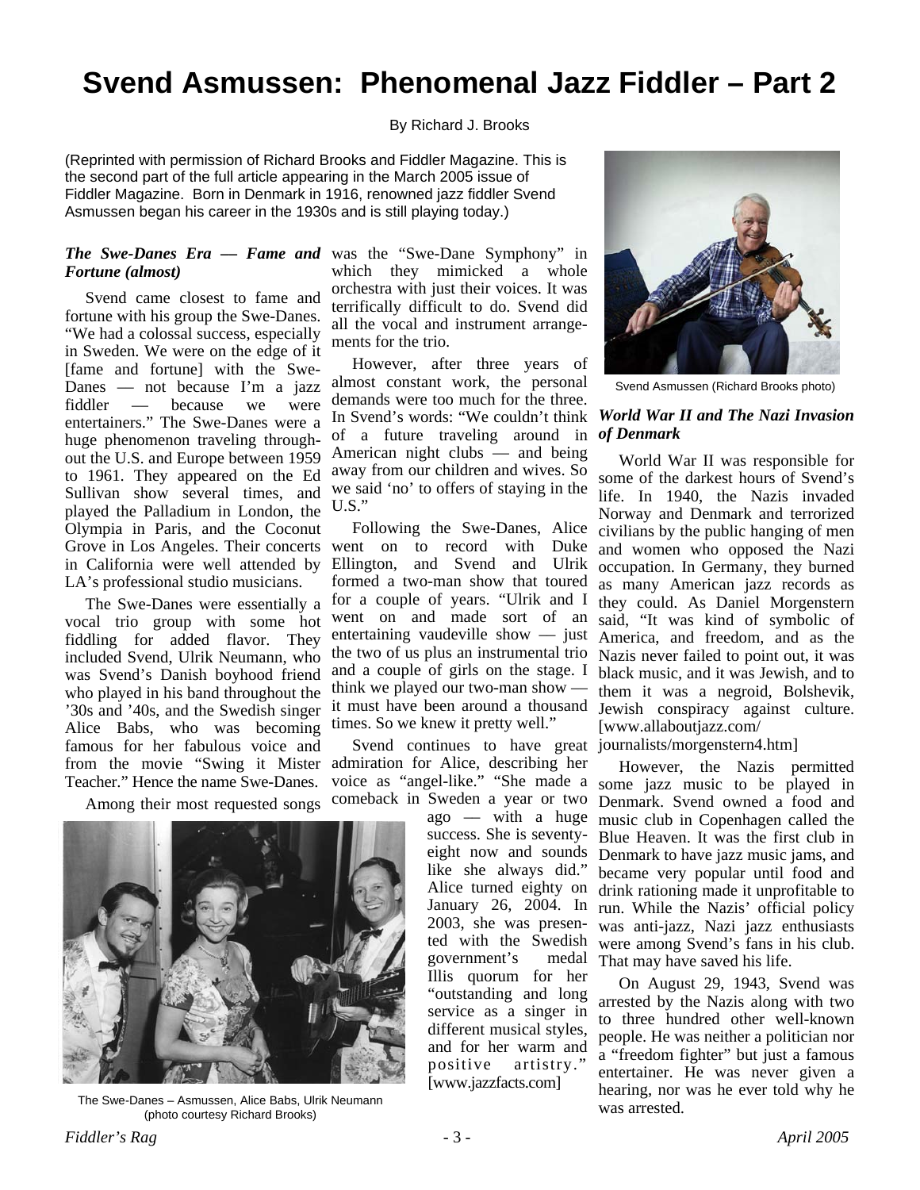# Svend Asmussen: Phenomenal Jazz Fiddler – Part 2

By Richard J. Brooks

(Reprinted with permission of Richard Brooks and Fiddler Magazine. This is the second part of the full article appearing in the March 2005 issue of Fiddler Magazine. Born in Denmark in 1916, renowned jazz fiddler Svend Asmussen began his career in the 1930s and is still playing today.)

### *The Swe-Danes Era — Fame and Fortune (almost)*

Svend came closest to fame and fortune with his group the Swe-Danes. "We had a colossal success, especially in Sweden. We were on the edge of it [fame and fortune] with the Swe-Danes — not because I'm a jazz fiddler — because we were entertainers." The Swe-Danes were a huge phenomenon traveling throughout the U.S. and Europe between 1959 to 1961. They appeared on the Ed Sullivan show several times, and played the Palladium in London, the Olympia in Paris, and the Coconut Grove in Los Angeles. Their concerts in California were well attended by LA's professional studio musicians.

The Swe-Danes were essentially a vocal trio group with some hot fiddling for added flavor. They included Svend, Ulrik Neumann, who was Svend's Danish boyhood friend who played in his band throughout the '30s and '40s, and the Swedish singer Alice Babs, who was becoming famous for her fabulous voice and from the movie "Swing it Mister Teacher." Hence the name Swe-Danes.

Among their most requested songs was the "Swe-Dane Symphony" in which they mimicked a whole orchestra with just their voices. It was terrifically difficult to do. Svend did all the vocal and instrument arrangements for the trio.

However, after three years of almost constant work, the personal demands were too much for the three. In Svend's words: "We couldn't think of a future traveling around in American night clubs — and being away from our children and wives. So we said 'no' to offers of staying in the U.S."

Following the Swe-Danes, Alice went on to record with Duke Ellington, and Svend and Ulrik formed a two-man show that toured for a couple of years. "Ulrik and I went on and made sort of an entertaining vaudeville show — just the two of us plus an instrumental trio and a couple of girls on the stage. I think we played our two-man show — it must have been around a thousand times. So we knew it pretty well."

Svend continues to have great admiration for Alice, describing her voice as "angel-like." "She made a comeback in Sweden a year or two ago — with a huge success. She is seventy-eight now and sounds like she always did." Alice turned eighty on January 26, 2004. In 2003, she was presented with the Swedish government's medal Illis quorum for her "outstanding and long service as a singer in different musical styles, and for her warm and positive artistry." [www.jazzfacts.com]

The Swe-Danes – Asmussen, Alice Babs, Ulrik Neumann (photo courtesy Richard Brooks)

Svend Asmussen (Richard Brooks photo)

### *World War II and The Nazi Invasion of Denmark*

World War II was responsible for some of the darkest hours of Svend's life. In 1940, the Nazis invaded Norway and Denmark and terrorized civilians by the public hanging of men and women who opposed the Nazi occupation. In Germany, they burned as many American jazz records as they could. As Daniel Morgenstern said, "It was kind of symbolic of America, and freedom, and as the Nazis never failed to point out, it was black music, and it was Jewish, and to them it was a negroid, Bolshevik, Jewish conspiracy against culture. [www.allaboutjazz.com/journalists/morgenstern4.htm]

However, the Nazis permitted some jazz music to be played in Denmark. Svend owned a food and music club in Copenhagen called the Blue Heaven. It was the first club in Denmark to have jazz music jams, and became very popular until food and drink rationing made it unprofitable to run. While the Nazis' official policy was anti-jazz, Nazi jazz enthusiasts were among Svend's fans in his club. That may have saved his life.

On August 29, 1943, Svend was arrested by the Nazis along with two to three hundred other well-known people. He was neither a politician nor a "freedom fighter" but just a famous entertainer. He was never given a hearing, nor was he ever told why he was arrested.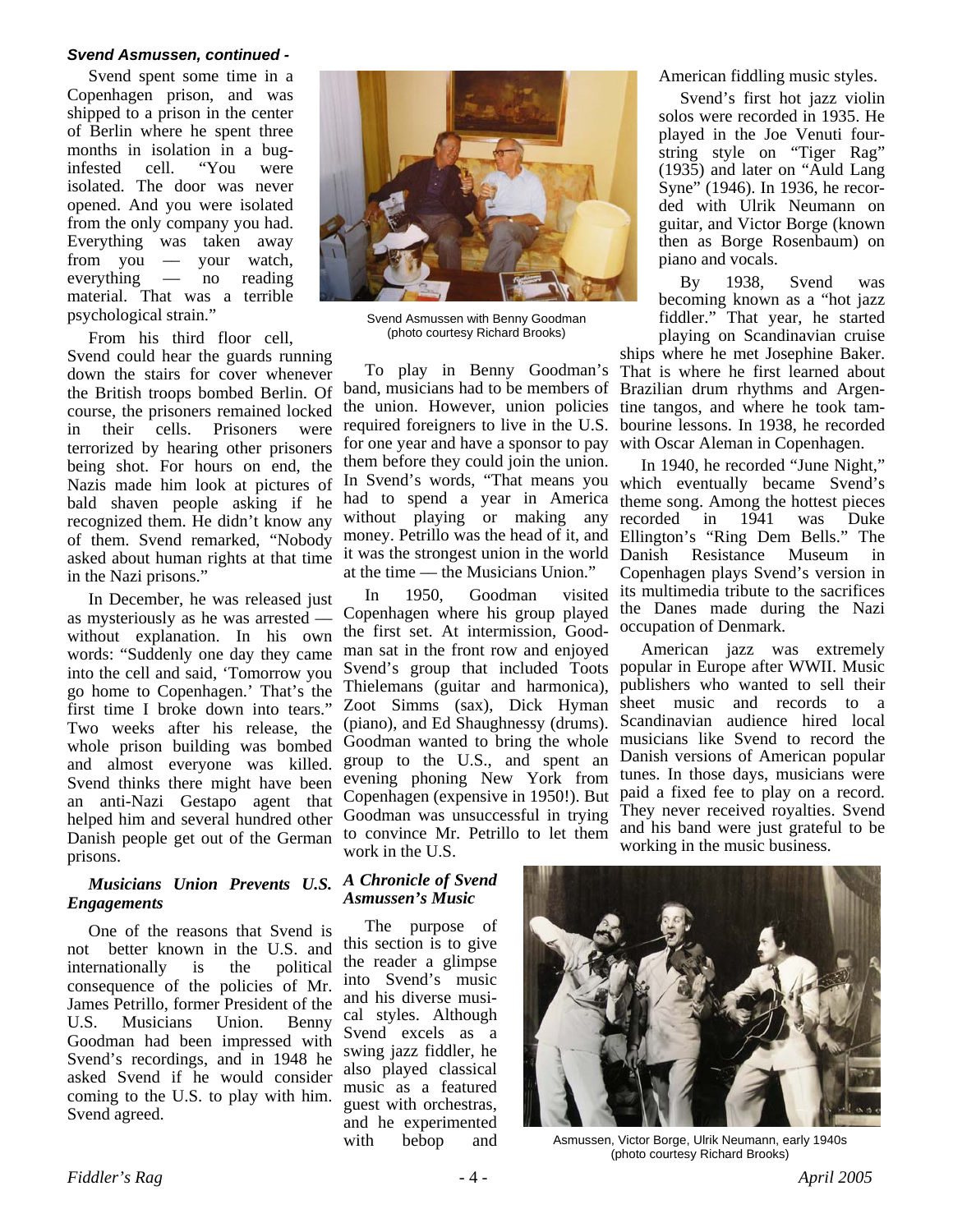*Svend Asmussen, continued -*

Svend spent some time in a Copenhagen prison, and was shipped to a prison in the center of Berlin where he spent three months in isolation in a bug-infested cell. "You were isolated. The door was never opened. And you were isolated from the only company you had. Everything was taken away from you — your watch, everything — no reading material. That was a terrible psychological strain."

From his third floor cell, Svend could hear the guards running down the stairs for cover whenever the British troops bombed Berlin. Of course, the prisoners remained locked in their cells. Prisoners were terrorized by hearing other prisoners being shot. For hours on end, the Nazis made him look at pictures of bald shaven people asking if he recognized them. He didn't know any of them. Svend remarked, "Nobody asked about human rights at that time in the Nazi prisons."

In December, he was released just as mysteriously as he was arrested — without explanation. In his own words: "Suddenly one day they came into the cell and said, 'Tomorrow you go home to Copenhagen.' That's the first time I broke down into tears." Two weeks after his release, the whole prison building was bombed and almost everyone was killed. Svend thinks there might have been an anti-Nazi Gestapo agent that helped him and several hundred other Danish people get out of the German prisons.

Svend Asmussen with Benny Goodman (photo courtesy Richard Brooks)

### *Musicians Union Prevents U.S. Engagements*

One of the reasons that Svend is not better known in the U.S. and internationally is the political consequence of the policies of Mr. James Petrillo, former President of the U.S. Musicians Union. Benny Goodman had been impressed with Svend's recordings, and in 1948 he asked Svend if he would consider coming to the U.S. to play with him. Svend agreed.

To play in Benny Goodman's band, musicians had to be members of the union. However, union policies required foreigners to live in the U.S. for one year and have a sponsor to pay them before they could join the union. In Svend's words, "That means you had to spend a year in America without playing or making any money. Petrillo was the head of it, and it was the strongest union in the world at the time — the Musicians Union."

In 1950, Goodman visited Copenhagen where his group played the first set. At intermission, Goodman sat in the front row and enjoyed Svend's group that included Toots Thielemans (guitar and harmonica), Zoot Simms (sax), Dick Hyman (piano), and Ed Shaughnessy (drums). Goodman wanted to bring the whole group to the U.S., and spent an evening phoning New York from Copenhagen (expensive in 1950!). But Goodman was unsuccessful in trying to convince Mr. Petrillo to let them work in the U.S.

### *A Chronicle of Svend Asmussen's Music*

The purpose of this section is to give the reader a glimpse into Svend's music and his diverse musical styles. Although Svend excels as a swing jazz fiddler, he also played classical music as a featured guest with orchestras, and he experimented with bebop and American fiddling music styles.

Svend's first hot jazz violin solos were recorded in 1935. He played in the Joe Venuti four-string style on "Tiger Rag" (1935) and later on "Auld Lang Syne" (1946). In 1936, he recorded with Ulrik Neumann on guitar, and Victor Borge (known then as Borge Rosenbaum) on piano and vocals.

By 1938, Svend was becoming known as a "hot jazz fiddler." That year, he started playing on Scandinavian cruise ships where he met Josephine Baker. That is where he first learned about Brazilian drum rhythms and Argentine tangos, and where he took tambourine lessons. In 1938, he recorded with Oscar Aleman in Copenhagen.

In 1940, he recorded "June Night," which eventually became Svend's theme song. Among the hottest pieces recorded in 1941 was Duke Ellington's "Ring Dem Bells." The Danish Resistance Museum in Copenhagen plays Svend's version in its multimedia tribute to the sacrifices the Danes made during the Nazi occupation of Denmark.

American jazz was extremely popular in Europe after WWII. Music publishers who wanted to sell their sheet music and records to a Scandinavian audience hired local musicians like Svend to record the Danish versions of American popular tunes. In those days, musicians were paid a fixed fee to play on a record. They never received royalties. Svend and his band were just grateful to be working in the music business.

Asmussen, Victor Borge, Ulrik Neumann, early 1940s (photo courtesy Richard Brooks)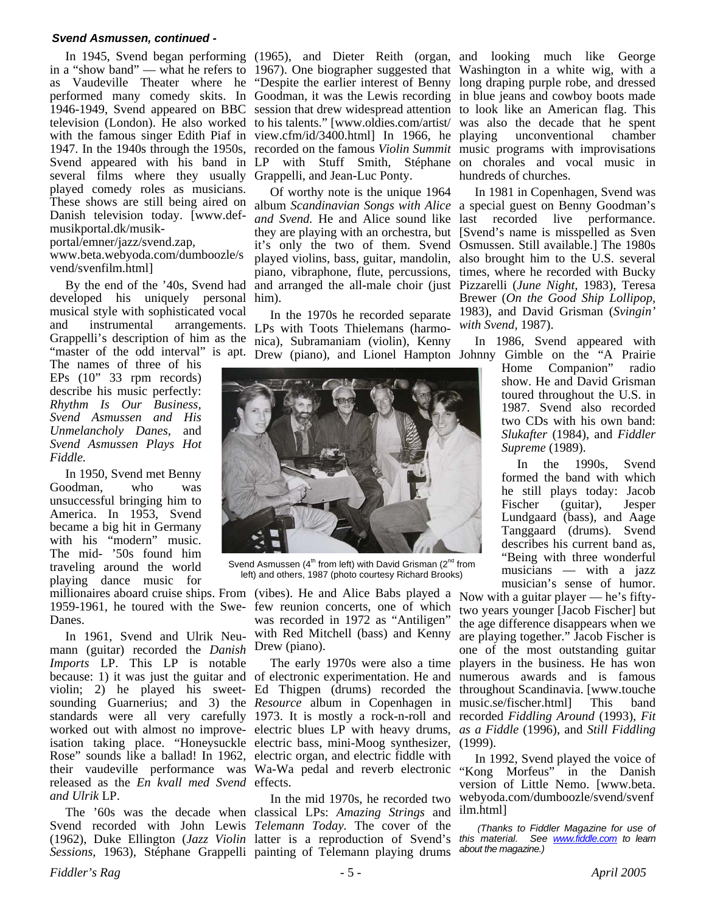***Svend Asmussen, continued -***

In 1945, Svend began performing in a "show band" — what he refers to as Vaudeville Theater where he performed many comedy skits. In 1946-1949, Svend appeared on BBC television (London). He also worked with the famous singer Edith Piaf in 1947. In the 1940s through the 1950s, Svend appeared with his band in several films where they usually played comedy roles as musicians. These shows are still being aired on Danish television today. [www.def-musikportal.dk/musik-portal/emner/jazz/svend.zap, www.beta.webyoda.com/dumboozle/svend/svenfilm.html]

By the end of the '40s, Svend had developed his uniquely personal musical style with sophisticated vocal and instrumental arrangements. Grappelli's description of him as the "master of the odd interval" is apt. The names of three of his EPs (10" 33 rpm records) describe his music perfectly: *Rhythm Is Our Business*, *Svend Asmussen and His Unmelancholy Danes*, and *Svend Asmussen Plays Hot Fiddle.*

In 1950, Svend met Benny Goodman, who was unsuccessful bringing him to America. In 1953, Svend became a big hit in Germany with his "modern" music. The mid- '50s found him traveling around the world playing dance music for millionaires aboard cruise ships. From 1959-1961, he toured with the Swe-Danes.

In 1961, Svend and Ulrik Neumann (guitar) recorded the *Danish Imports* LP. This LP is notable because: 1) it was just the guitar and violin; 2) he played his sweet-sounding Guarnerius; and 3) the standards were all very carefully worked out with almost no improveisation taking place. "Honeysuckle Rose" sounds like a ballad! In 1962, their vaudeville performance was released as the *En kvall med Svend and Ulrik* LP.

The '60s was the decade when Svend recorded with John Lewis (1962), Duke Ellington (*Jazz Violin Sessions*, 1963), Stéphane Grappelli (1965), and Dieter Reith (organ, 1967). One biographer suggested that "Despite the earlier interest of Benny Goodman, it was the Lewis recording session that drew widespread attention to his talents." [www.oldies.com/artist/view.cfm/id/3400.html] In 1966, he recorded on the famous *Violin Summit* LP with Stuff Smith, Stéphane Grappelli, and Jean-Luc Ponty.

Of worthy note is the unique 1964 album *Scandinavian Songs with Alice and Svend.* He and Alice sound like they are playing with an orchestra, but it's only the two of them. Svend played violins, bass, guitar, mandolin, piano, vibraphone, flute, percussions, and arranged the all-male choir (just him).

In the 1970s he recorded separate LPs with Toots Thielemans (harmonica), Subramaniam (violin), Kenny Drew (piano), and Lionel Hampton (vibes). He and Alice Babs played a few reunion concerts, one of which was recorded in 1972 as "Antiligen" with Red Mitchell (bass) and Kenny Drew (piano).

Svend Asmussen (4th from left) with David Grisman (2nd from left) and others, 1987 (photo courtesy Richard Brooks)

The early 1970s were also a time of electronic experimentation. He and Ed Thigpen (drums) recorded the *Resource* album in Copenhagen in 1973. It is mostly a rock-n-roll and electric blues LP with heavy drums, electric bass, mini-Moog synthesizer, electric organ, and electric fiddle with Wa-Wa pedal and reverb electronic effects.

In the mid 1970s, he recorded two classical LPs: *Amazing Strings* and *Telemann Today*. The cover of the latter is a reproduction of Svend's painting of Telemann playing drums and looking much like George Washington in a white wig, with a long draping purple robe, and dressed in blue jeans and cowboy boots made to look like an American flag. This was also the decade that he spent playing unconventional chamber music programs with improvisations on chorales and vocal music in hundreds of churches.

In 1981 in Copenhagen, Svend was a special guest on Benny Goodman's last recorded live performance. [Svend's name is misspelled as Sven Osmussen. Still available.] The 1980s also brought him to the U.S. several times, where he recorded with Bucky Pizzarelli (*June Night*, 1983), Teresa Brewer (*On the Good Ship Lollipop*, 1983), and David Grisman (*Svingin' with Svend*, 1987).

In 1986, Svend appeared with Johnny Gimble on the "A Prairie Home Companion" radio show. He and David Grisman toured throughout the U.S. in 1987. Svend also recorded two CDs with his own band: *Slukafter* (1984), and *Fiddler Supreme* (1989).

In the 1990s, Svend formed the band with which he still plays today: Jacob Fischer (guitar), Jesper Lundgaard (bass), and Aage Tanggaard (drums). Svend describes his current band as, "Being with three wonderful musicians — with a jazz musician's sense of humor. Now with a guitar player — he's fifty-two years younger [Jacob Fischer] but the age difference disappears when we are playing together." Jacob Fischer is one of the most outstanding guitar players in the business. He has won numerous awards and is famous throughout Scandinavia. [www.touchemusic.se/fischer.html] This band recorded *Fiddling Around* (1993), *Fit as a Fiddle* (1996), and *Still Fiddling* (1999).

In 1992, Svend played the voice of "Kong Morfeus" in the Danish version of Little Nemo. [www.beta.webyoda.com/dumboozle/svend/svenfilm.html]

*(Thanks to Fiddler Magazine for use of this material. See www.fiddle.com to learn about the magazine.)*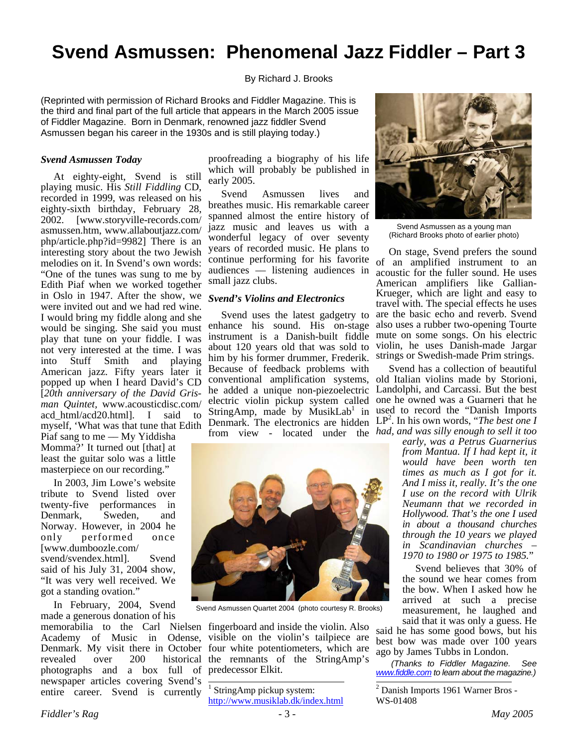# Svend Asmussen: Phenomenal Jazz Fiddler – Part 3

By Richard J. Brooks

(Reprinted with permission of Richard Brooks and Fiddler Magazine. This is the third and final part of the full article that appears in the March 2005 issue of Fiddler Magazine. Born in Denmark, renowned jazz fiddler Svend Asmussen began his career in the 1930s and is still playing today.)

### *Svend Asmussen Today*

At eighty-eight, Svend is still playing music. His *Still Fiddling* CD, recorded in 1999, was released on his eighty-sixth birthday, February 28, 2002. [www.storyville-records.com/asmussen.htm, www.allaboutjazz.com/php/article.php?id=9982] There is an interesting story about the two Jewish melodies on it. In Svend's own words: "One of the tunes was sung to me by Edith Piaf when we worked together in Oslo in 1947. After the show, we were invited out and we had red wine. I would bring my fiddle along and she would be singing. She said you must play that tune on your fiddle. I was not very interested at the time. I was into Stuff Smith and playing American jazz. Fifty years later it popped up when I heard David's CD [*20th anniversary of the David Grisman Quintet*, www.acousticdisc.com/acd_html/acd20.html]. I said to myself, 'What was that tune that Edith Piaf sang to me — My Yiddisha Momma?' It turned out [that] at least the guitar solo was a little masterpiece on our recording."

In 2003, Jim Lowe's website tribute to Svend listed over twenty-five performances in Denmark, Sweden, and Norway. However, in 2004 he only performed once [www.dumboozle.com/svend/svendex.html]. Svend said of his July 31, 2004 show, "It was very well received. We got a standing ovation."

In February, 2004, Svend made a generous donation of his memorabilia to the Carl Nielsen Academy of Music in Odense, Denmark. My visit there in October revealed over 200 historical photographs and a box full of newspaper articles covering Svend's entire career. Svend is currently proofreading a biography of his life which will probably be published in early 2005.

Svend Asmussen lives and breathes music. His remarkable career spanned almost the entire history of jazz music and leaves us with a wonderful legacy of over seventy years of recorded music. He plans to continue performing for his favorite audiences — listening audiences in small jazz clubs.

### *Svend's Violins and Electronics*

Svend uses the latest gadgetry to enhance his sound. His on-stage instrument is a Danish-built fiddle about 120 years old that was sold to him by his former drummer, Frederik. Because of feedback problems with conventional amplification systems, he added a unique non-piezoelectric electric violin pickup system called StringAmp, made by MusikLab[1] in Denmark. The electronics are hidden from view - located under the fingerboard and inside the violin. Also visible on the violin's tailpiece are four white potentiometers, which are the remnants of the StringAmp's predecessor Elkit.

Svend Asmussen Quartet 2004 (photo courtesy R. Brooks)

Svend Asmussen as a young man (Richard Brooks photo of earlier photo)

On stage, Svend prefers the sound of an amplified instrument to an acoustic for the fuller sound. He uses American amplifiers like Gallian-Krueger, which are light and easy to travel with. The special effects he uses are the basic echo and reverb. Svend also uses a rubber two-opening Tourte mute on some songs. On his electric violin, he uses Danish-made Jargar strings or Swedish-made Prim strings.

Svend has a collection of beautiful old Italian violins made by Storioni, Landolphi, and Carcassi. But the best one he owned was a Guarneri that he used to record the "Danish Imports LP[2]. In his own words, "*The best one I had, and was silly enough to sell it too early, was a Petrus Guarnerius from Mantua. If I had kept it, it would have been worth ten times as much as I got for it. And I miss it, really. It's the one I use on the record with Ulrik Neumann that we recorded in Hollywood. That's the one I used in about a thousand churches through the 10 years we played in Scandinavian churches – 1970 to 1980 or 1975 to 1985.*"

Svend believes that 30% of the sound we hear comes from the bow. When I asked how he arrived at such a precise measurement, he laughed and said that it was only a guess. He said he has some good bows, but his best bow was made over 100 years ago by James Tubbs in London.

*(Thanks to Fiddler Magazine. See www.fiddle.com to learn about the magazine.)*

---

[1] StringAmp pickup system: http://www.musiklab.dk/index.html

[2] Danish Imports 1961 Warner Bros - WS-01408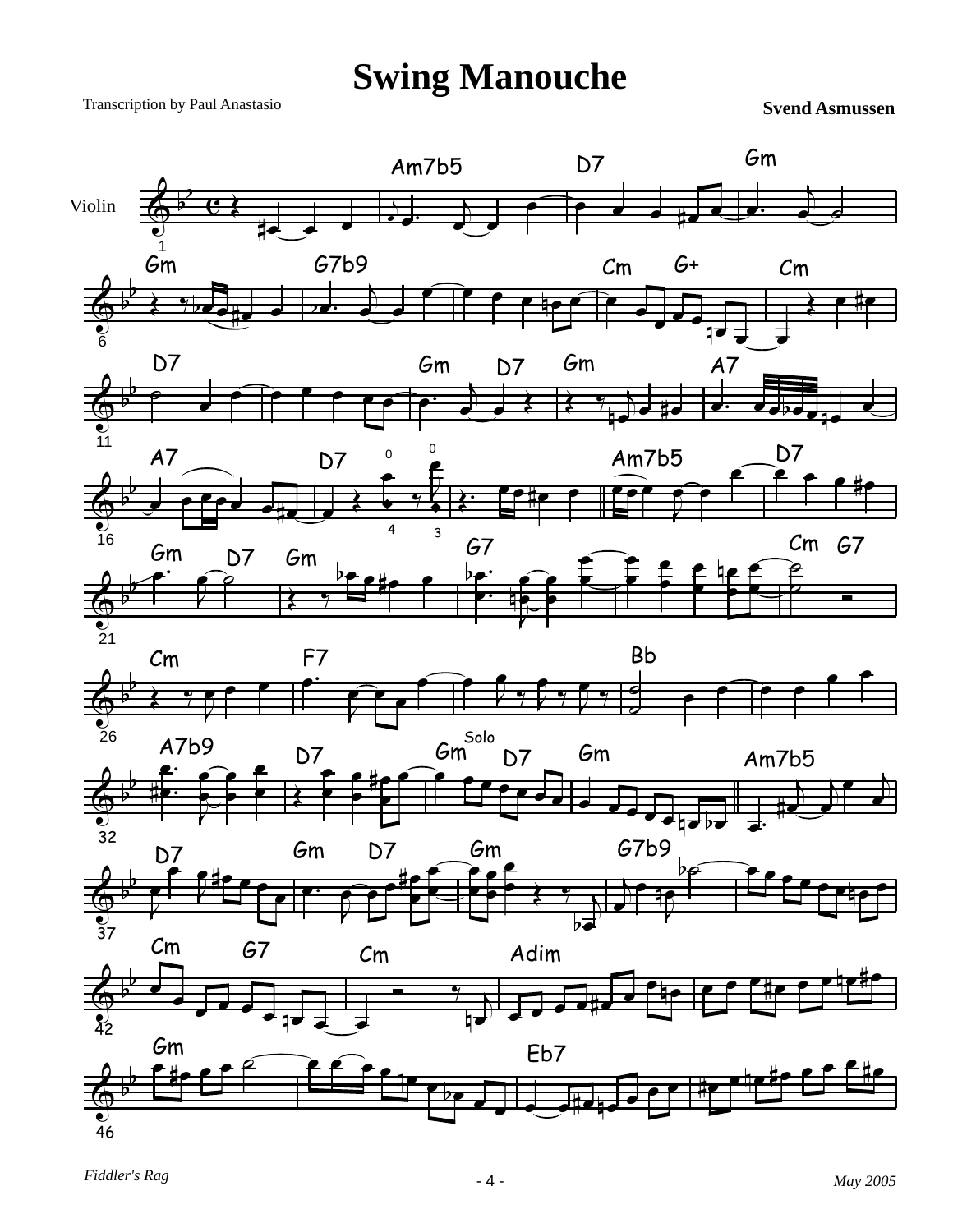# Swing Manouche

Transcription by Paul Anastasio

**Svend Asmussen**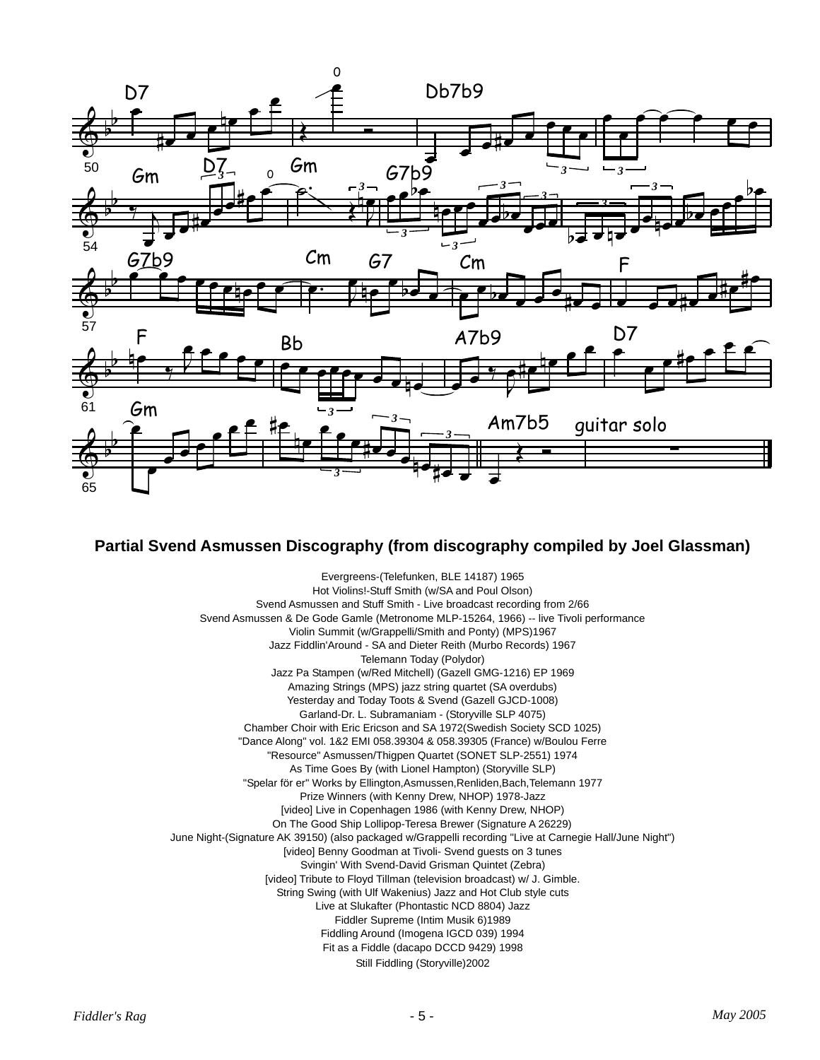## Partial Svend Asmussen Discography (from discography compiled by Joel Glassman)

Evergreens-(Telefunken, BLE 14187) 1965
Hot Violins!-Stuff Smith (w/SA and Poul Olson)
Svend Asmussen and Stuff Smith - Live broadcast recording from 2/66
Svend Asmussen & De Gode Gamle (Metronome MLP-15264, 1966) -- live Tivoli performance
Violin Summit (w/Grappelli/Smith and Ponty) (MPS)1967
Jazz Fiddlin'Around - SA and Dieter Reith (Murbo Records) 1967
Telemann Today (Polydor)
Jazz Pa Stampen (w/Red Mitchell) (Gazell GMG-1216) EP 1969
Amazing Strings (MPS) jazz string quartet (SA overdubs)
Yesterday and Today Toots & Svend (Gazell GJCD-1008)
Garland-Dr. L. Subramaniam - (Storyville SLP 4075)
Chamber Choir with Eric Ericson and SA 1972(Swedish Society SCD 1025)
"Dance Along" vol. 1&2 EMI 058.39304 & 058.39305 (France) w/Boulou Ferre
"Resource" Asmussen/Thigpen Quartet (SONET SLP-2551) 1974
As Time Goes By (with Lionel Hampton) (Storyville SLP)
"Spelar för er" Works by Ellington,Asmussen,Renliden,Bach,Telemann 1977
Prize Winners (with Kenny Drew, NHOP) 1978-Jazz
[video] Live in Copenhagen 1986 (with Kenny Drew, NHOP)
On The Good Ship Lollipop-Teresa Brewer (Signature A 26229)
June Night-(Signature AK 39150) (also packaged w/Grappelli recording "Live at Carnegie Hall/June Night")
[video] Benny Goodman at Tivoli- Svend guests on 3 tunes
Svingin' With Svend-David Grisman Quintet (Zebra)
[video] Tribute to Floyd Tillman (television broadcast) w/ J. Gimble.
String Swing (with Ulf Wakenius) Jazz and Hot Club style cuts
Live at Slukafter (Phontastic NCD 8804) Jazz
Fiddler Supreme (Intim Musik 6)1989
Fiddling Around (Imogena IGCD 039) 1994
Fit as a Fiddle (dacapo DCCD 9429) 1998
Still Fiddling (Storyville)2002